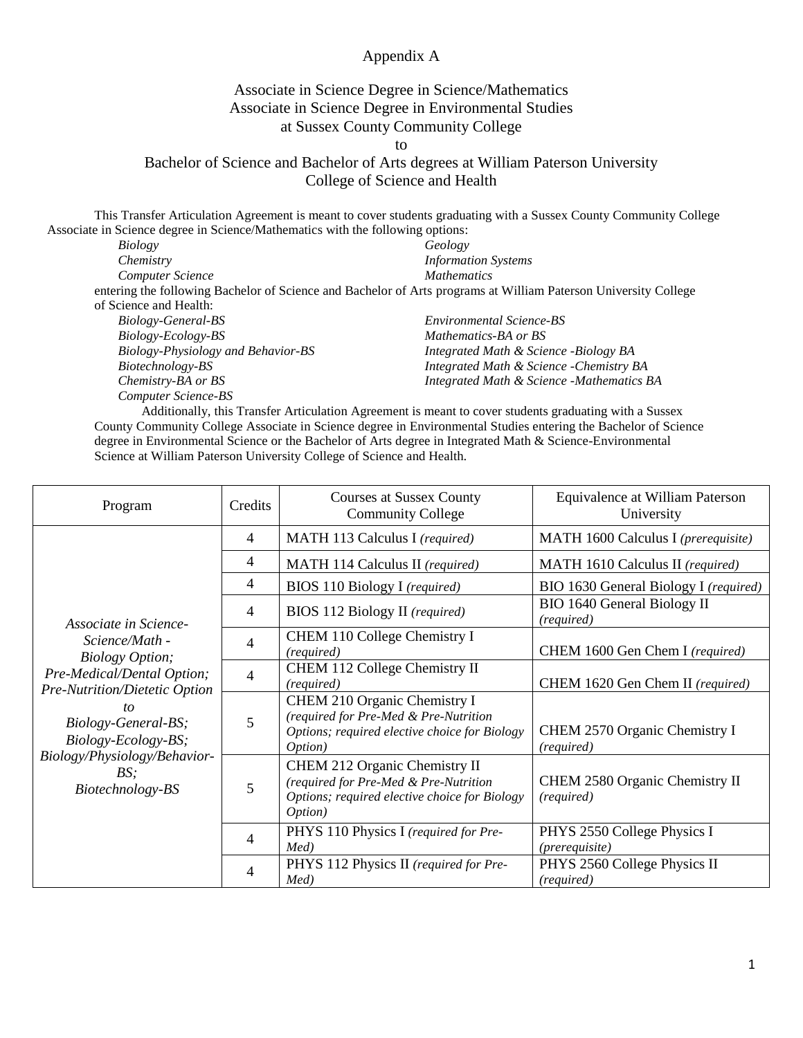# Appendix A

## Associate in Science Degree in Science/Mathematics
## Associate in Science Degree in Environmental Studies
## at Sussex County Community College
## to
## Bachelor of Science and Bachelor of Arts degrees at William Paterson University
## College of Science and Health

This Transfer Articulation Agreement is meant to cover students graduating with a Sussex County Community College Associate in Science degree in Science/Mathematics with the following options:

- *Biology*
- *Chemistry*
- *Computer Science*
- *Geology*
- *Information Systems*
- *Mathematics*

entering the following Bachelor of Science and Bachelor of Arts programs at William Paterson University College of Science and Health:

- *Biology-General-BS*
- *Biology-Ecology-BS*
- *Biology-Physiology and Behavior-BS*
- *Biotechnology-BS*
- *Chemistry-BA or BS*
- *Computer Science-BS*
- *Environmental Science-BS*
- *Mathematics-BA or BS*
- *Integrated Math & Science -Biology BA*
- *Integrated Math & Science -Chemistry BA*
- *Integrated Math & Science -Mathematics BA*

Additionally, this Transfer Articulation Agreement is meant to cover students graduating with a Sussex County Community College Associate in Science degree in Environmental Studies entering the Bachelor of Science degree in Environmental Science or the Bachelor of Arts degree in Integrated Math & Science-Environmental Science at William Paterson University College of Science and Health.

| Program | Credits | Courses at Sussex County Community College | Equivalence at William Paterson University |
|---|---|---|---|
| *Associate in Science-Science/Math - Biology Option; Pre-Medical/Dental Option; Pre-Nutrition/Dietetic Option to Biology-General-BS; Biology-Ecology-BS; Biology/Physiology/Behavior-BS; Biotechnology-BS* | 4 | MATH 113 Calculus I *(required)* | MATH 1600 Calculus I *(prerequisite)* |
| | 4 | MATH 114 Calculus II *(required)* | MATH 1610 Calculus II *(required)* |
| | 4 | BIOS 110 Biology I *(required)* | BIO 1630 General Biology I *(required)* |
| | 4 | BIOS 112 Biology II *(required)* | BIO 1640 General Biology II *(required)* |
| | 4 | CHEM 110 College Chemistry I *(required)* | CHEM 1600 Gen Chem I *(required)* |
| | 4 | CHEM 112 College Chemistry II *(required)* | CHEM 1620 Gen Chem II *(required)* |
| | 5 | CHEM 210 Organic Chemistry I *(required for Pre-Med & Pre-Nutrition Options; required elective choice for Biology Option)* | CHEM 2570 Organic Chemistry I *(required)* |
| | 5 | CHEM 212 Organic Chemistry II *(required for Pre-Med & Pre-Nutrition Options; required elective choice for Biology Option)* | CHEM 2580 Organic Chemistry II *(required)* |
| | 4 | PHYS 110 Physics I *(required for Pre-Med)* | PHYS 2550 College Physics I *(prerequisite)* |
| | 4 | PHYS 112 Physics II *(required for Pre-Med)* | PHYS 2560 College Physics II *(required)* |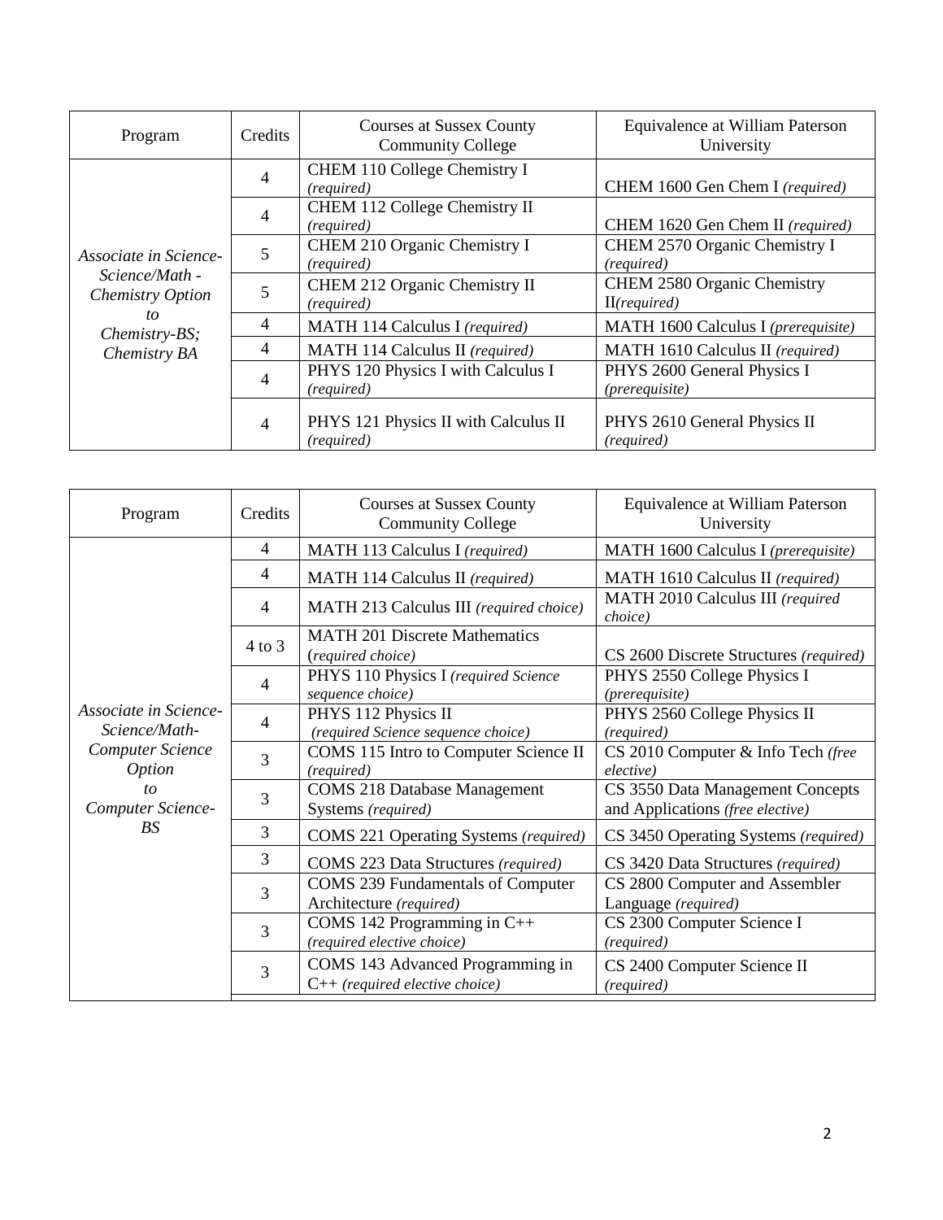| Program | Credits | Courses at Sussex County Community College | Equivalence at William Paterson University |
|---|---|---|---|
| *Associate in Science-Science/Math - Chemistry Option to Chemistry-BS; Chemistry BA* | 4 | CHEM 110 College Chemistry I *(required)* | CHEM 1600 Gen Chem I *(required)* |
| | 4 | CHEM 112 College Chemistry II *(required)* | CHEM 1620 Gen Chem II *(required)* |
| | 5 | CHEM 210 Organic Chemistry I *(required)* | CHEM 2570 Organic Chemistry I *(required)* |
| | 5 | CHEM 212 Organic Chemistry II *(required)* | CHEM 2580 Organic Chemistry II*(required)* |
| | 4 | MATH 114 Calculus I *(required)* | MATH 1600 Calculus I *(prerequisite)* |
| | 4 | MATH 114 Calculus II *(required)* | MATH 1610 Calculus II *(required)* |
| | 4 | PHYS 120 Physics I with Calculus I *(required)* | PHYS 2600 General Physics I *(prerequisite)* |
| | 4 | PHYS 121 Physics II with Calculus II *(required)* | PHYS 2610 General Physics II *(required)* |

| Program | Credits | Courses at Sussex County Community College | Equivalence at William Paterson University |
|---|---|---|---|
| *Associate in Science-Science/Math-Computer Science Option to Computer Science-BS* | 4 | MATH 113 Calculus I *(required)* | MATH 1600 Calculus I *(prerequisite)* |
| | 4 | MATH 114 Calculus II *(required)* | MATH 1610 Calculus II *(required)* |
| | 4 | MATH 213 Calculus III *(required choice)* | MATH 2010 Calculus III *(required choice)* |
| | 4 to 3 | MATH 201 Discrete Mathematics (*required choice)* | CS 2600 Discrete Structures *(required)* |
| | 4 | PHYS 110 Physics I *(required Science sequence choice)* | PHYS 2550 College Physics I *(prerequisite)* |
| | 4 | PHYS 112 Physics II *(required Science sequence choice)* | PHYS 2560 College Physics II *(required)* |
| | 3 | COMS 115 Intro to Computer Science II *(required)* | CS 2010 Computer & Info Tech *(free elective)* |
| | 3 | COMS 218 Database Management Systems *(required)* | CS 3550 Data Management Concepts and Applications *(free elective)* |
| | 3 | COMS 221 Operating Systems *(required)* | CS 3450 Operating Systems *(required)* |
| | 3 | COMS 223 Data Structures *(required)* | CS 3420 Data Structures *(required)* |
| | 3 | COMS 239 Fundamentals of Computer Architecture *(required)* | CS 2800 Computer and Assembler Language *(required)* |
| | 3 | COMS 142 Programming in C++ *(required elective choice)* | CS 2300 Computer Science I *(required)* |
| | 3 | COMS 143 Advanced Programming in C++ *(required elective choice)* | CS 2400 Computer Science II *(required)* |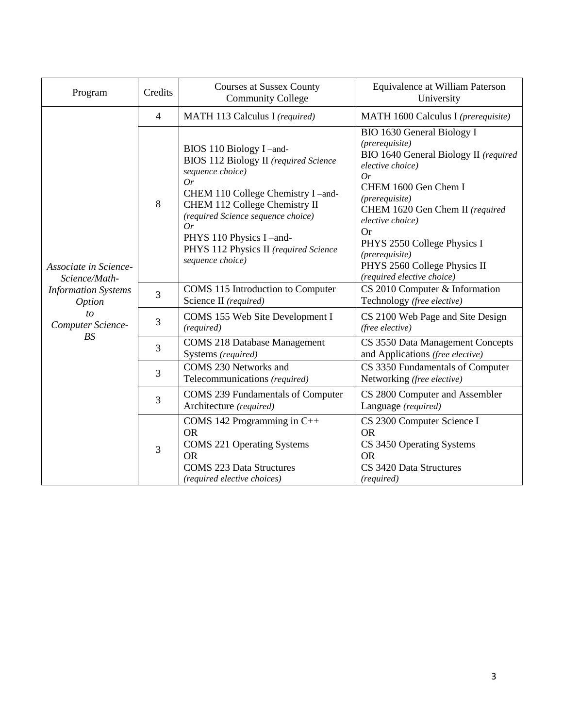| Program | Credits | Courses at Sussex County Community College | Equivalence at William Paterson University |
| --- | --- | --- | --- |
| *Associate in Science-Science/Math-Information Systems Option to Computer Science-BS* | 4 | MATH 113 Calculus I *(required)* | MATH 1600 Calculus I *(prerequisite)* |
| | 8 | BIOS 110 Biology I –and- BIOS 112 Biology II *(required Science sequence choice)* *Or* CHEM 110 College Chemistry I –and- CHEM 112 College Chemistry II *(required Science sequence choice)* *Or* PHYS 110 Physics I –and- PHYS 112 Physics II *(required Science sequence choice)* | BIO 1630 General Biology I *(prerequisite)* BIO 1640 General Biology II *(required elective choice)* *Or* CHEM 1600 Gen Chem I *(prerequisite)* CHEM 1620 Gen Chem II *(required elective choice)* Or PHYS 2550 College Physics I *(prerequisite)* PHYS 2560 College Physics II *(required elective choice)* |
| | 3 | COMS 115 Introduction to Computer Science II *(required)* | CS 2010 Computer & Information Technology *(free elective)* |
| | 3 | COMS 155 Web Site Development I *(required)* | CS 2100 Web Page and Site Design *(free elective)* |
| | 3 | COMS 218 Database Management Systems *(required)* | CS 3550 Data Management Concepts and Applications *(free elective)* |
| | 3 | COMS 230 Networks and Telecommunications *(required)* | CS 3350 Fundamentals of Computer Networking *(free elective)* |
| | 3 | COMS 239 Fundamentals of Computer Architecture *(required)* | CS 2800 Computer and Assembler Language *(required)* |
| | 3 | COMS 142 Programming in C++ OR COMS 221 Operating Systems OR COMS 223 Data Structures *(required elective choices)* | CS 2300 Computer Science I OR CS 3450 Operating Systems OR CS 3420 Data Structures *(required)* |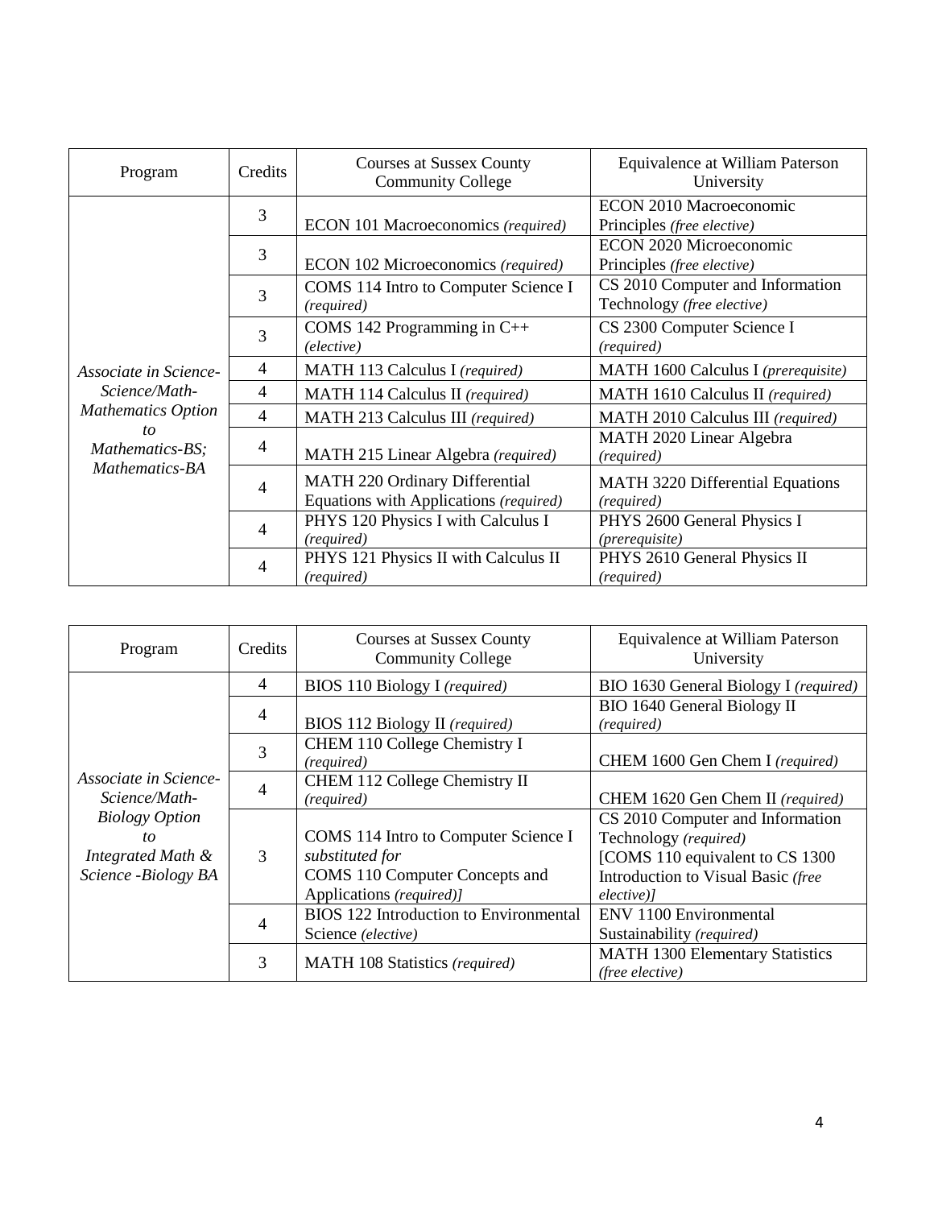| Program | Credits | Courses at Sussex County Community College | Equivalence at William Paterson University |
|---|---|---|---|
| *Associate in Science-Science/Math-Mathematics Option to Mathematics-BS; Mathematics-BA* | 3 | ECON 101 Macroeconomics *(required)* | ECON 2010 Macroeconomic Principles *(free elective)* |
| | 3 | ECON 102 Microeconomics *(required)* | ECON 2020 Microeconomic Principles *(free elective)* |
| | 3 | COMS 114 Intro to Computer Science I *(required)* | CS 2010 Computer and Information Technology *(free elective)* |
| | 3 | COMS 142 Programming in C++ *(elective)* | CS 2300 Computer Science I *(required)* |
| | 4 | MATH 113 Calculus I *(required)* | MATH 1600 Calculus I *(prerequisite)* |
| | 4 | MATH 114 Calculus II *(required)* | MATH 1610 Calculus II *(required)* |
| | 4 | MATH 213 Calculus III *(required)* | MATH 2010 Calculus III *(required)* |
| | 4 | MATH 215 Linear Algebra *(required)* | MATH 2020 Linear Algebra *(required)* |
| | 4 | MATH 220 Ordinary Differential Equations with Applications *(required)* | MATH 3220 Differential Equations *(required)* |
| | 4 | PHYS 120 Physics I with Calculus I *(required)* | PHYS 2600 General Physics I *(prerequisite)* |
| | 4 | PHYS 121 Physics II with Calculus II *(required)* | PHYS 2610 General Physics II *(required)* |

| Program | Credits | Courses at Sussex County Community College | Equivalence at William Paterson University |
|---|---|---|---|
| *Associate in Science-Science/Math-Biology Option to Integrated Math & Science -Biology BA* | 4 | BIOS 110 Biology I *(required)* | BIO 1630 General Biology I *(required)* |
| | 4 | BIOS 112 Biology II *(required)* | BIO 1640 General Biology II *(required)* |
| | 3 | CHEM 110 College Chemistry I *(required)* | CHEM 1600 Gen Chem I *(required)* |
| | 4 | CHEM 112 College Chemistry II *(required)* | CHEM 1620 Gen Chem II *(required)* |
| | 3 | COMS 114 Intro to Computer Science I *substituted for* COMS 110 Computer Concepts and Applications *(required)]* | CS 2010 Computer and Information Technology *(required)* [COMS 110 equivalent to CS 1300 Introduction to Visual Basic *(free elective)]* |
| | 4 | BIOS 122 Introduction to Environmental Science *(elective)* | ENV 1100 Environmental Sustainability *(required)* |
| | 3 | MATH 108 Statistics *(required)* | MATH 1300 Elementary Statistics *(free elective)* |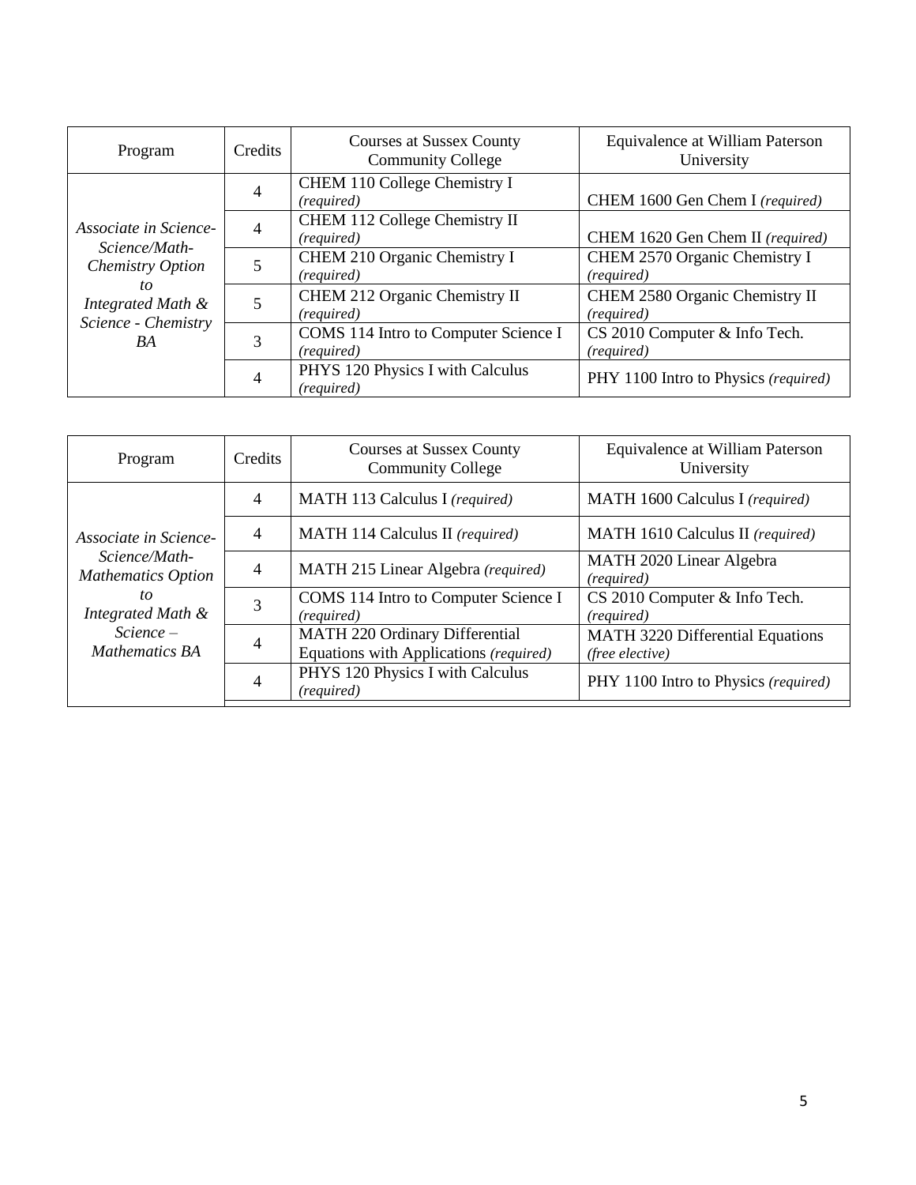| Program | Credits | Courses at Sussex County Community College | Equivalence at William Paterson University |
| --- | --- | --- | --- |
| *Associate in Science-Science/Math-Chemistry Option to Integrated Math & Science - Chemistry BA* | 4 | CHEM 110 College Chemistry I *(required)* | CHEM 1600 Gen Chem I *(required)* |
| | 4 | CHEM 112 College Chemistry II *(required)* | CHEM 1620 Gen Chem II *(required)* |
| | 5 | CHEM 210 Organic Chemistry I *(required)* | CHEM 2570 Organic Chemistry I *(required)* |
| | 5 | CHEM 212 Organic Chemistry II *(required)* | CHEM 2580 Organic Chemistry II *(required)* |
| | 3 | COMS 114 Intro to Computer Science I *(required)* | CS 2010 Computer & Info Tech. *(required)* |
| | 4 | PHYS 120 Physics I with Calculus *(required)* | PHY 1100 Intro to Physics *(required)* |

| Program | Credits | Courses at Sussex County Community College | Equivalence at William Paterson University |
| --- | --- | --- | --- |
| *Associate in Science-Science/Math-Mathematics Option to Integrated Math & Science – Mathematics BA* | 4 | MATH 113 Calculus I *(required)* | MATH 1600 Calculus I *(required)* |
| | 4 | MATH 114 Calculus II *(required)* | MATH 1610 Calculus II *(required)* |
| | 4 | MATH 215 Linear Algebra *(required)* | MATH 2020 Linear Algebra *(required)* |
| | 3 | COMS 114 Intro to Computer Science I *(required)* | CS 2010 Computer & Info Tech. *(required)* |
| | 4 | MATH 220 Ordinary Differential Equations with Applications *(required)* | MATH 3220 Differential Equations *(free elective)* |
| | 4 | PHYS 120 Physics I with Calculus *(required)* | PHY 1100 Intro to Physics *(required)* |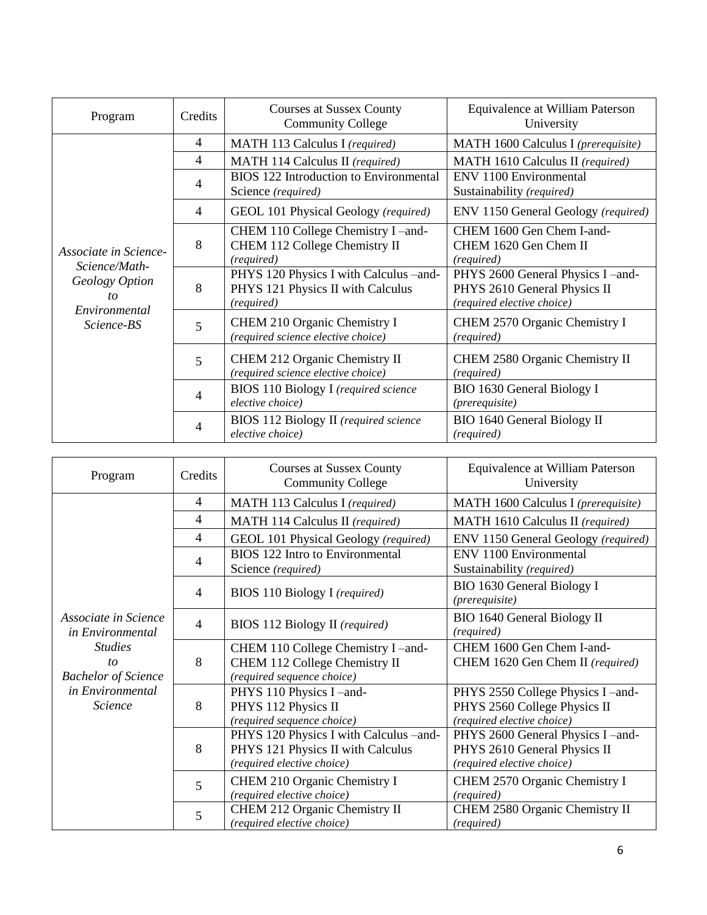| Program | Credits | Courses at Sussex County Community College | Equivalence at William Paterson University |
|---|---|---|---|
| *Associate in Science-Science/Math-Geology Option to Environmental Science-BS* | 4 | MATH 113 Calculus I *(required)* | MATH 1600 Calculus I *(prerequisite)* |
| | 4 | MATH 114 Calculus II *(required)* | MATH 1610 Calculus II *(required)* |
| | 4 | BIOS 122 Introduction to Environmental Science *(required)* | ENV 1100 Environmental Sustainability *(required)* |
| | 4 | GEOL 101 Physical Geology *(required)* | ENV 1150 General Geology *(required)* |
| | 8 | CHEM 110 College Chemistry I –and- CHEM 112 College Chemistry II *(required)* | CHEM 1600 Gen Chem I-and- CHEM 1620 Gen Chem II *(required)* |
| | 8 | PHYS 120 Physics I with Calculus –and- PHYS 121 Physics II with Calculus *(required)* | PHYS 2600 General Physics I –and- PHYS 2610 General Physics II *(required elective choice)* |
| | 5 | CHEM 210 Organic Chemistry I *(required science elective choice)* | CHEM 2570 Organic Chemistry I *(required)* |
| | 5 | CHEM 212 Organic Chemistry II *(required science elective choice)* | CHEM 2580 Organic Chemistry II *(required)* |
| | 4 | BIOS 110 Biology I *(required science elective choice)* | BIO 1630 General Biology I *(prerequisite)* |
| | 4 | BIOS 112 Biology II *(required science elective choice)* | BIO 1640 General Biology II *(required)* |

| Program | Credits | Courses at Sussex County Community College | Equivalence at William Paterson University |
|---|---|---|---|
| *Associate in Science in Environmental Studies to Bachelor of Science in Environmental Science* | 4 | MATH 113 Calculus I *(required)* | MATH 1600 Calculus I *(prerequisite)* |
| | 4 | MATH 114 Calculus II *(required)* | MATH 1610 Calculus II *(required)* |
| | 4 | GEOL 101 Physical Geology *(required)* | ENV 1150 General Geology *(required)* |
| | 4 | BIOS 122 Intro to Environmental Science *(required)* | ENV 1100 Environmental Sustainability *(required)* |
| | 4 | BIOS 110 Biology I *(required)* | BIO 1630 General Biology I *(prerequisite)* |
| | 4 | BIOS 112 Biology II *(required)* | BIO 1640 General Biology II *(required)* |
| | 8 | CHEM 110 College Chemistry I –and- CHEM 112 College Chemistry II *(required sequence choice)* | CHEM 1600 Gen Chem I-and- CHEM 1620 Gen Chem II *(required)* |
| | 8 | PHYS 110 Physics I –and- PHYS 112 Physics II *(required sequence choice)* | PHYS 2550 College Physics I –and- PHYS 2560 College Physics II *(required elective choice)* |
| | 8 | PHYS 120 Physics I with Calculus –and- PHYS 121 Physics II with Calculus *(required elective choice)* | PHYS 2600 General Physics I –and- PHYS 2610 General Physics II *(required elective choice)* |
| | 5 | CHEM 210 Organic Chemistry I *(required elective choice)* | CHEM 2570 Organic Chemistry I *(required)* |
| | 5 | CHEM 212 Organic Chemistry II *(required elective choice)* | CHEM 2580 Organic Chemistry II *(required)* |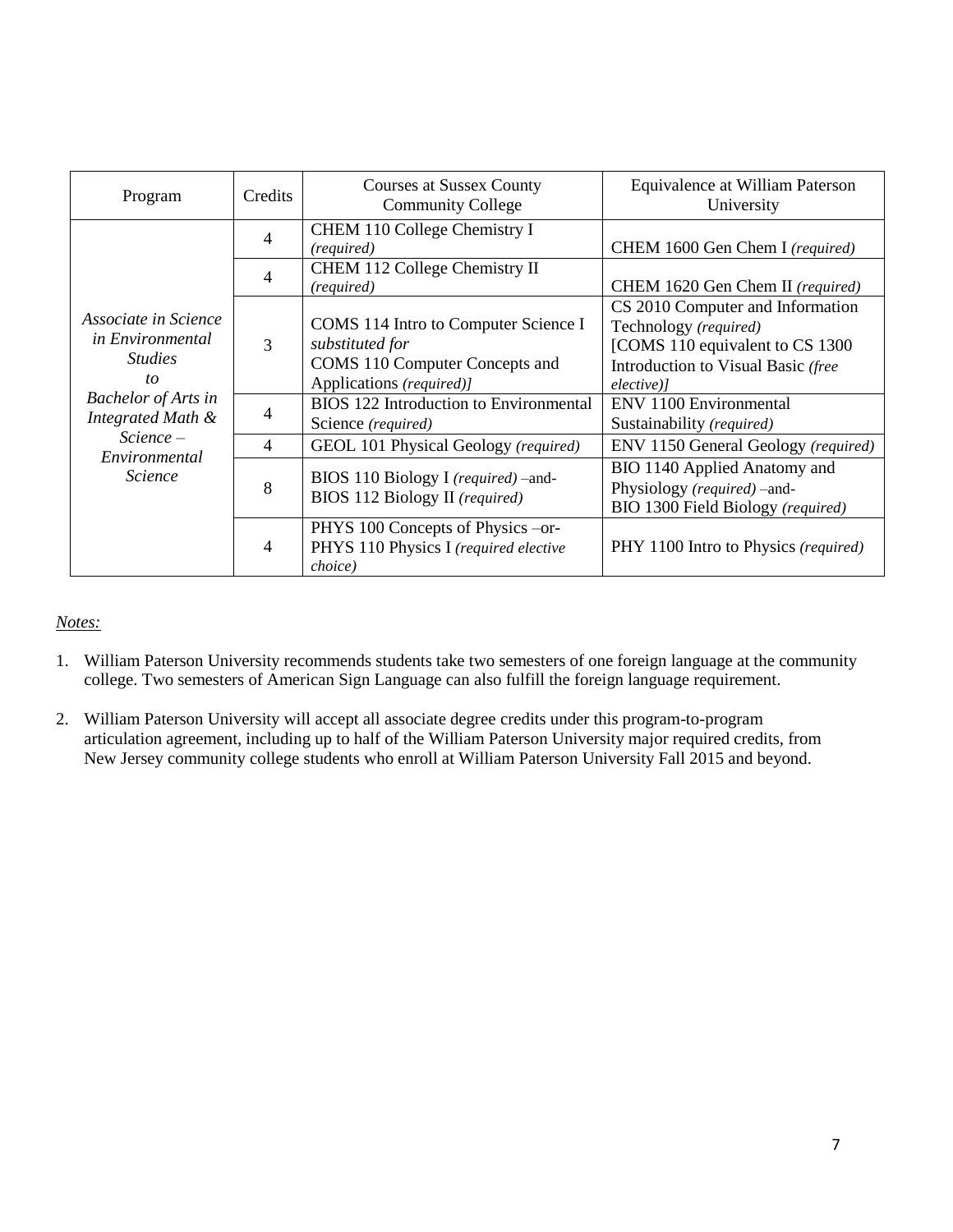| Program | Credits | Courses at Sussex County Community College | Equivalence at William Paterson University |
|---|---|---|---|
| *Associate in Science in Environmental Studies to Bachelor of Arts in Integrated Math & Science – Environmental Science* | 4 | CHEM 110 College Chemistry I *(required)* | CHEM 1600 Gen Chem I *(required)* |
| | 4 | CHEM 112 College Chemistry II *(required)* | CHEM 1620 Gen Chem II *(required)* |
| | 3 | COMS 114 Intro to Computer Science I *substituted for* COMS 110 Computer Concepts and Applications *(required)]* | CS 2010 Computer and Information Technology *(required)* [COMS 110 equivalent to CS 1300 Introduction to Visual Basic *(free elective)]* |
| | 4 | BIOS 122 Introduction to Environmental Science *(required)* | ENV 1100 Environmental Sustainability *(required)* |
| | 4 | GEOL 101 Physical Geology *(required)* | ENV 1150 General Geology *(required)* |
| | 8 | BIOS 110 Biology I *(required)* –and- BIOS 112 Biology II *(required)* | BIO 1140 Applied Anatomy and Physiology *(required)* –and- BIO 1300 Field Biology *(required)* |
| | 4 | PHYS 100 Concepts of Physics –or- PHYS 110 Physics I *(required elective choice)* | PHY 1100 Intro to Physics *(required)* |

*Notes:*

1. William Paterson University recommends students take two semesters of one foreign language at the community college. Two semesters of American Sign Language can also fulfill the foreign language requirement.

2. William Paterson University will accept all associate degree credits under this program-to-program articulation agreement, including up to half of the William Paterson University major required credits, from New Jersey community college students who enroll at William Paterson University Fall 2015 and beyond.